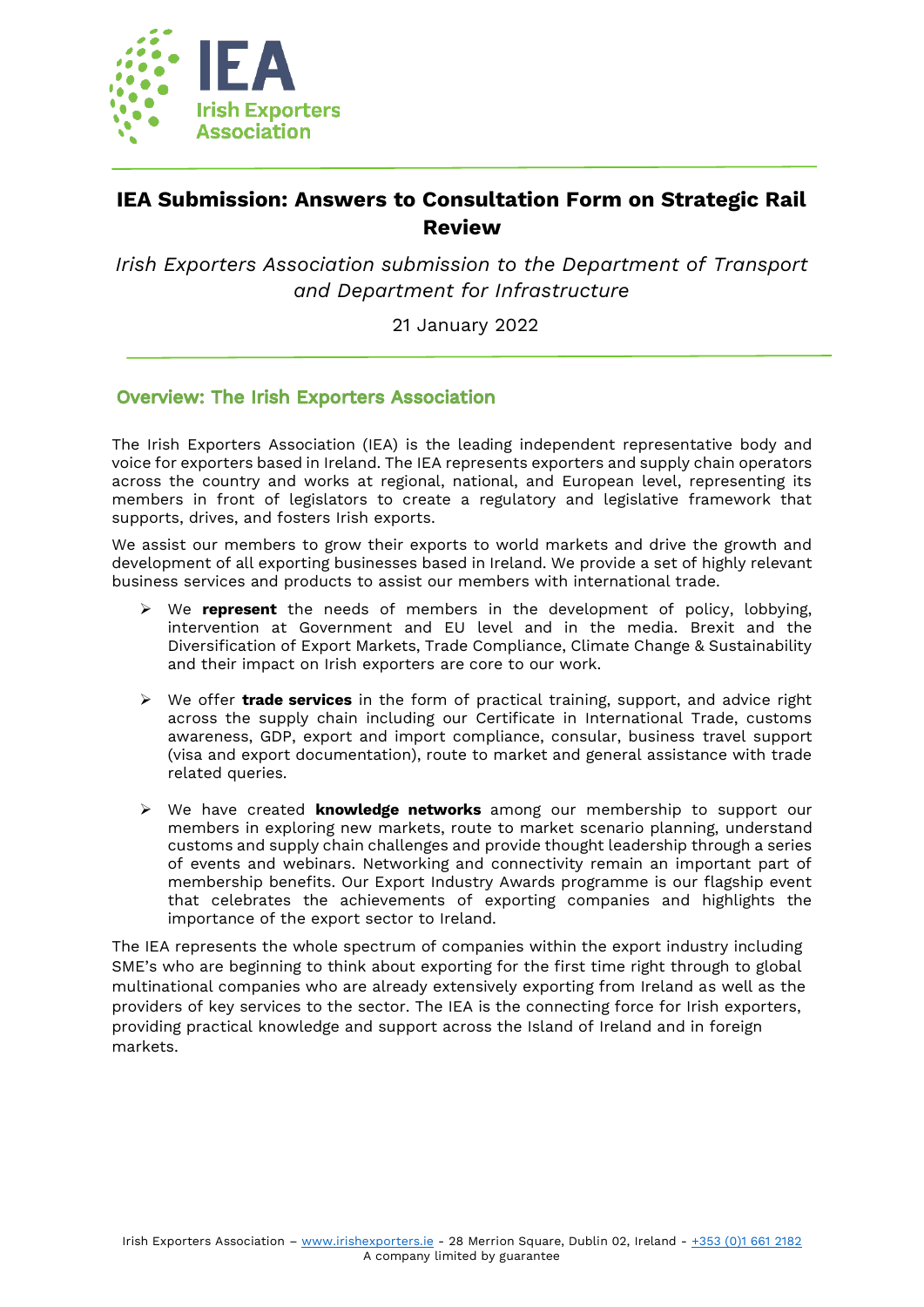# IEA Submission: Answers to Consultation Form on Strategic Rail Review

*Irish Exporters Association submission to the Department of Transport and Department for Infrastructure*

21 January 2022

## Overview: The Irish Exporters Association

The Irish Exporters Association (IEA) is the leading independent representative body and voice for exporters based in Ireland. The IEA represents exporters and supply chain operators across the country and works at regional, national, and European level, representing its members in front of legislators to create a regulatory and legislative framework that supports, drives, and fosters Irish exports.

We assist our members to grow their exports to world markets and drive the growth and development of all exporting businesses based in Ireland. We provide a set of highly relevant business services and products to assist our members with international trade.

- We **represent** the needs of members in the development of policy, lobbying, intervention at Government and EU level and in the media. Brexit and the Diversification of Export Markets, Trade Compliance, Climate Change & Sustainability and their impact on Irish exporters are core to our work.
- We offer **trade services** in the form of practical training, support, and advice right across the supply chain including our Certificate in International Trade, customs awareness, GDP, export and import compliance, consular, business travel support (visa and export documentation), route to market and general assistance with trade related queries.
- We have created **knowledge networks** among our membership to support our members in exploring new markets, route to market scenario planning, understand customs and supply chain challenges and provide thought leadership through a series of events and webinars. Networking and connectivity remain an important part of membership benefits. Our Export Industry Awards programme is our flagship event that celebrates the achievements of exporting companies and highlights the importance of the export sector to Ireland.

The IEA represents the whole spectrum of companies within the export industry including SME's who are beginning to think about exporting for the first time right through to global multinational companies who are already extensively exporting from Ireland as well as the providers of key services to the sector. The IEA is the connecting force for Irish exporters, providing practical knowledge and support across the Island of Ireland and in foreign markets.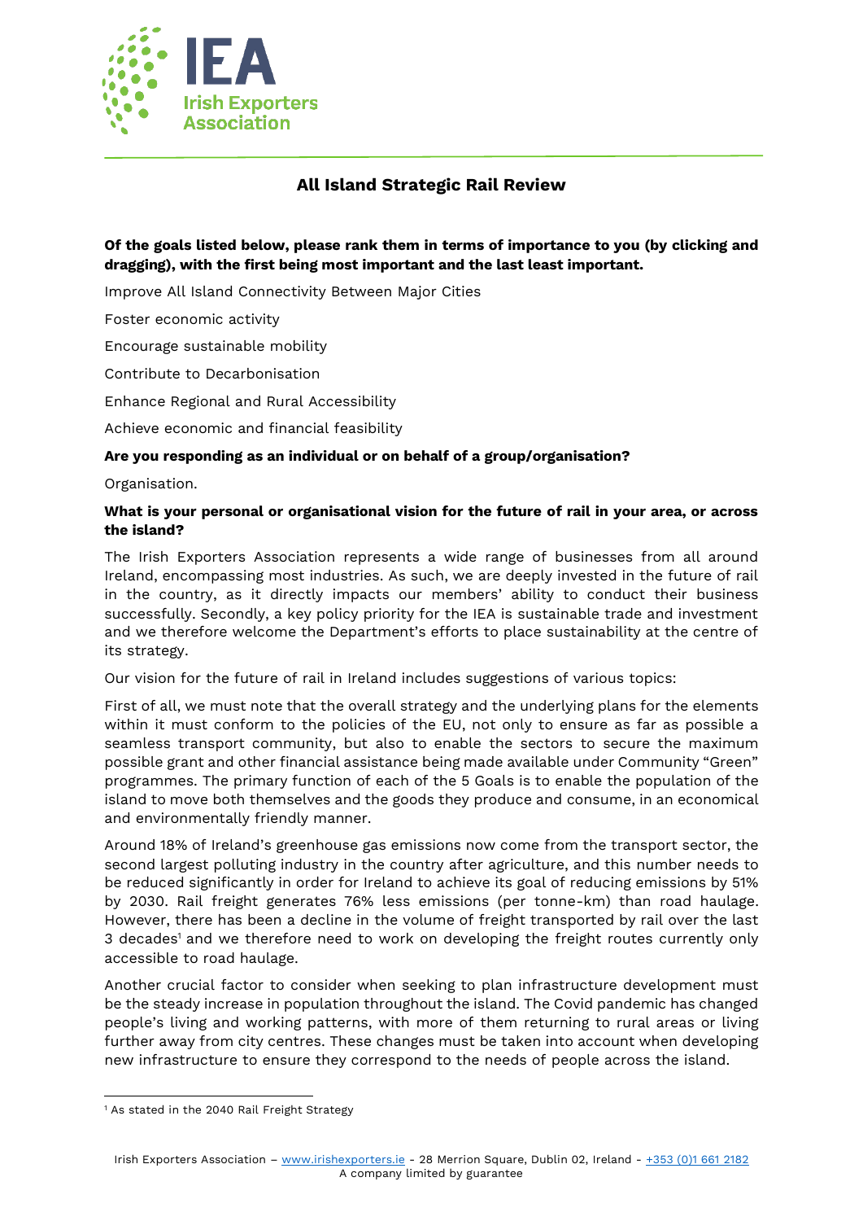## All Island Strategic Rail Review

**Of the goals listed below, please rank them in terms of importance to you (by clicking and dragging), with the first being most important and the last least important.**

Improve All Island Connectivity Between Major Cities

Foster economic activity

Encourage sustainable mobility

Contribute to Decarbonisation

Enhance Regional and Rural Accessibility

Achieve economic and financial feasibility

**Are you responding as an individual or on behalf of a group/organisation?**

Organisation.

**What is your personal or organisational vision for the future of rail in your area, or across the island?**

The Irish Exporters Association represents a wide range of businesses from all around Ireland, encompassing most industries. As such, we are deeply invested in the future of rail in the country, as it directly impacts our members' ability to conduct their business successfully. Secondly, a key policy priority for the IEA is sustainable trade and investment and we therefore welcome the Department's efforts to place sustainability at the centre of its strategy.

Our vision for the future of rail in Ireland includes suggestions of various topics:

First of all, we must note that the overall strategy and the underlying plans for the elements within it must conform to the policies of the EU, not only to ensure as far as possible a seamless transport community, but also to enable the sectors to secure the maximum possible grant and other financial assistance being made available under Community "Green" programmes. The primary function of each of the 5 Goals is to enable the population of the island to move both themselves and the goods they produce and consume, in an economical and environmentally friendly manner.

Around 18% of Ireland's greenhouse gas emissions now come from the transport sector, the second largest polluting industry in the country after agriculture, and this number needs to be reduced significantly in order for Ireland to achieve its goal of reducing emissions by 51% by 2030. Rail freight generates 76% less emissions (per tonne-km) than road haulage. However, there has been a decline in the volume of freight transported by rail over the last 3 decades[1] and we therefore need to work on developing the freight routes currently only accessible to road haulage.

Another crucial factor to consider when seeking to plan infrastructure development must be the steady increase in population throughout the island. The Covid pandemic has changed people's living and working patterns, with more of them returning to rural areas or living further away from city centres. These changes must be taken into account when developing new infrastructure to ensure they correspond to the needs of people across the island.

[1] As stated in the 2040 Rail Freight Strategy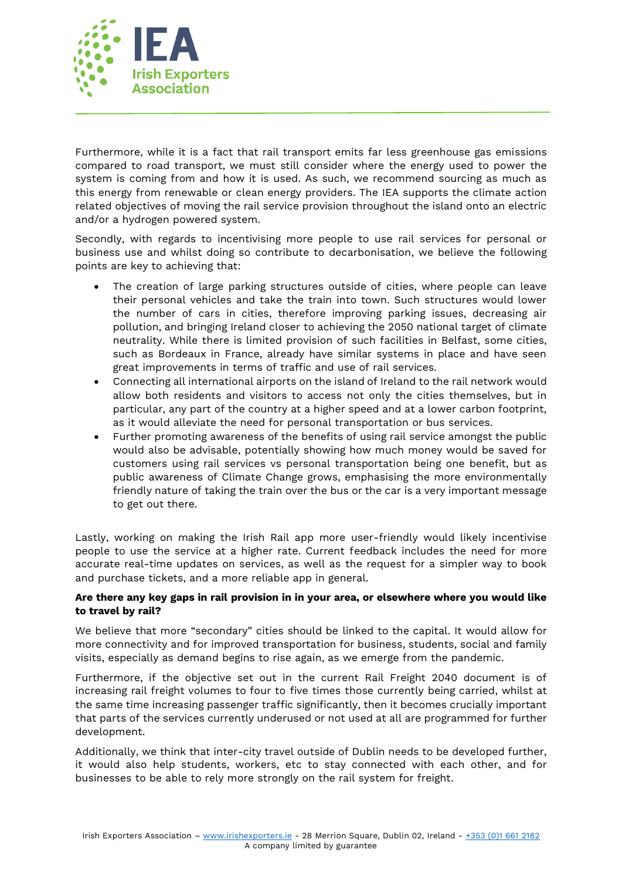Furthermore, while it is a fact that rail transport emits far less greenhouse gas emissions compared to road transport, we must still consider where the energy used to power the system is coming from and how it is used. As such, we recommend sourcing as much as this energy from renewable or clean energy providers. The IEA supports the climate action related objectives of moving the rail service provision throughout the island onto an electric and/or a hydrogen powered system.

Secondly, with regards to incentivising more people to use rail services for personal or business use and whilst doing so contribute to decarbonisation, we believe the following points are key to achieving that:

- The creation of large parking structures outside of cities, where people can leave their personal vehicles and take the train into town. Such structures would lower the number of cars in cities, therefore improving parking issues, decreasing air pollution, and bringing Ireland closer to achieving the 2050 national target of climate neutrality. While there is limited provision of such facilities in Belfast, some cities, such as Bordeaux in France, already have similar systems in place and have seen great improvements in terms of traffic and use of rail services.
- Connecting all international airports on the island of Ireland to the rail network would allow both residents and visitors to access not only the cities themselves, but in particular, any part of the country at a higher speed and at a lower carbon footprint, as it would alleviate the need for personal transportation or bus services.
- Further promoting awareness of the benefits of using rail service amongst the public would also be advisable, potentially showing how much money would be saved for customers using rail services vs personal transportation being one benefit, but as public awareness of Climate Change grows, emphasising the more environmentally friendly nature of taking the train over the bus or the car is a very important message to get out there.

Lastly, working on making the Irish Rail app more user-friendly would likely incentivise people to use the service at a higher rate. Current feedback includes the need for more accurate real-time updates on services, as well as the request for a simpler way to book and purchase tickets, and a more reliable app in general.

**Are there any key gaps in rail provision in in your area, or elsewhere where you would like to travel by rail?**

We believe that more "secondary" cities should be linked to the capital. It would allow for more connectivity and for improved transportation for business, students, social and family visits, especially as demand begins to rise again, as we emerge from the pandemic.

Furthermore, if the objective set out in the current Rail Freight 2040 document is of increasing rail freight volumes to four to five times those currently being carried, whilst at the same time increasing passenger traffic significantly, then it becomes crucially important that parts of the services currently underused or not used at all are programmed for further development.

Additionally, we think that inter-city travel outside of Dublin needs to be developed further, it would also help students, workers, etc to stay connected with each other, and for businesses to be able to rely more strongly on the rail system for freight.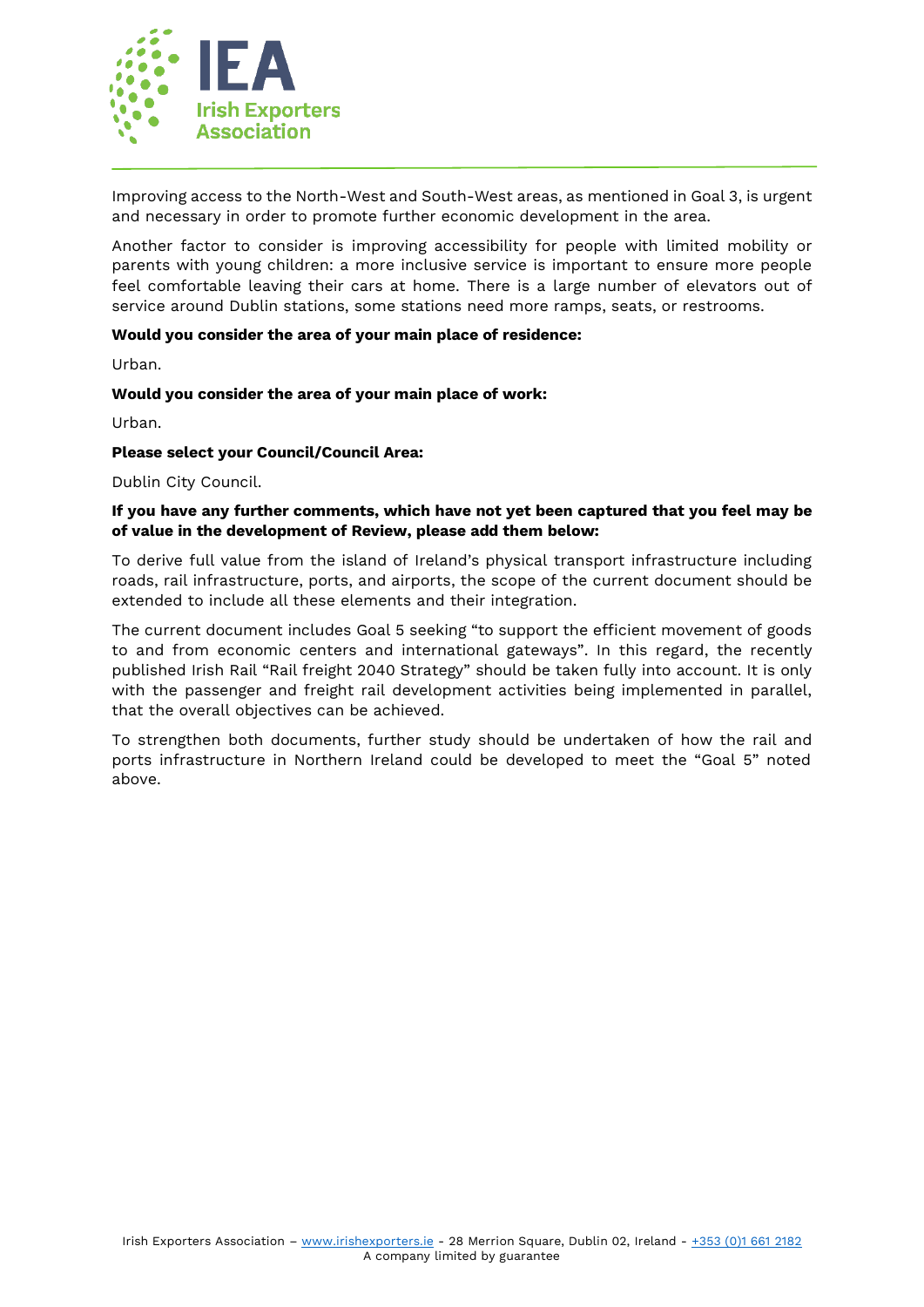Improving access to the North-West and South-West areas, as mentioned in Goal 3, is urgent and necessary in order to promote further economic development in the area.

Another factor to consider is improving accessibility for people with limited mobility or parents with young children: a more inclusive service is important to ensure more people feel comfortable leaving their cars at home. There is a large number of elevators out of service around Dublin stations, some stations need more ramps, seats, or restrooms.

**Would you consider the area of your main place of residence:**

Urban.

**Would you consider the area of your main place of work:**

Urban.

**Please select your Council/Council Area:**

Dublin City Council.

**If you have any further comments, which have not yet been captured that you feel may be of value in the development of Review, please add them below:**

To derive full value from the island of Ireland's physical transport infrastructure including roads, rail infrastructure, ports, and airports, the scope of the current document should be extended to include all these elements and their integration.

The current document includes Goal 5 seeking "to support the efficient movement of goods to and from economic centers and international gateways". In this regard, the recently published Irish Rail "Rail freight 2040 Strategy" should be taken fully into account. It is only with the passenger and freight rail development activities being implemented in parallel, that the overall objectives can be achieved.

To strengthen both documents, further study should be undertaken of how the rail and ports infrastructure in Northern Ireland could be developed to meet the "Goal 5" noted above.